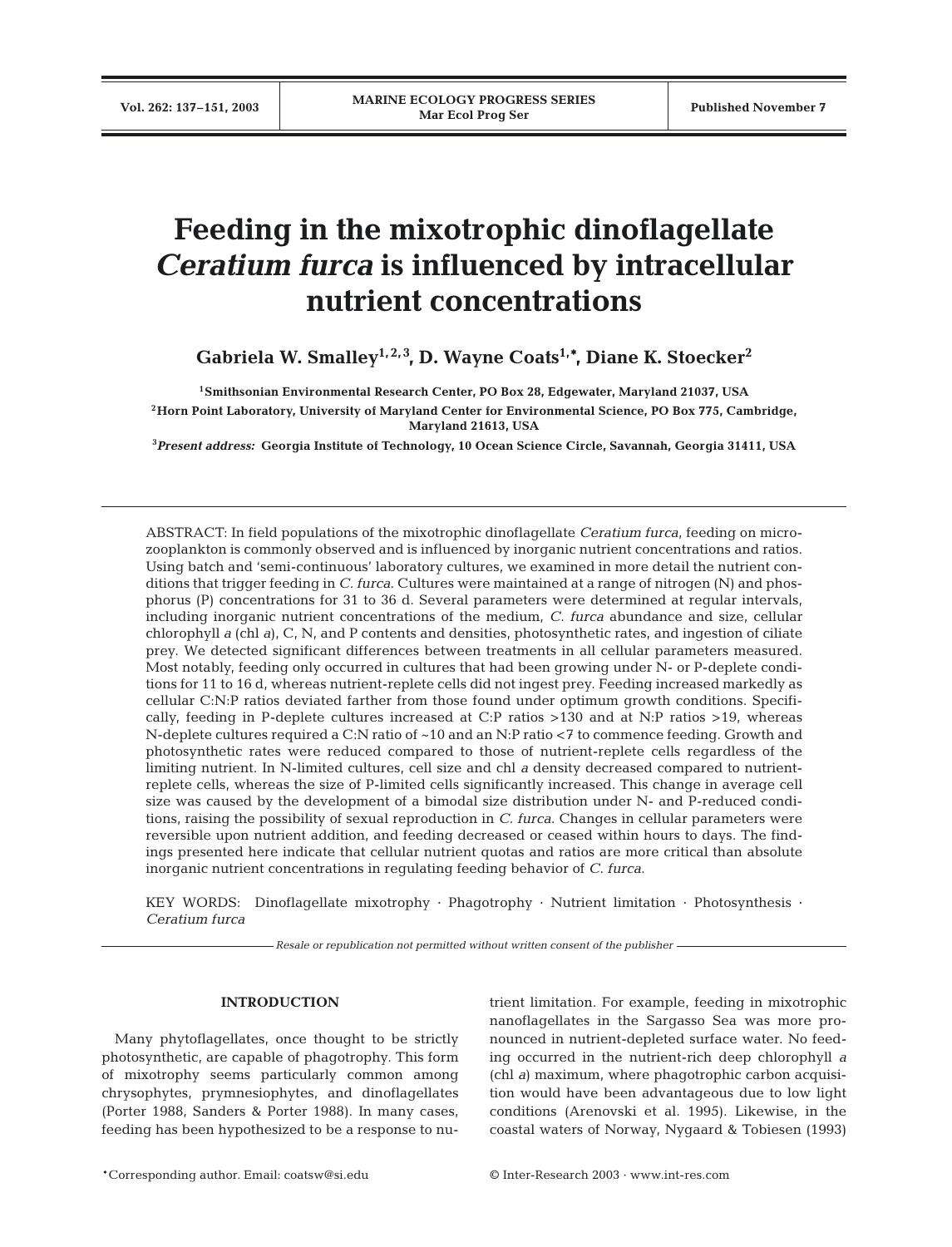# Feeding in the mixotrophic dinoflagellate *Ceratium furca* is influenced by intracellular nutrient concentrations

**Gabriela W. Smalley[1,2,3], D. Wayne Coats[1,*], Diane K. Stoecker[2]**

[1]Smithsonian Environmental Research Center, PO Box 28, Edgewater, Maryland 21037, USA

[2]Horn Point Laboratory, University of Maryland Center for Environmental Science, PO Box 775, Cambridge, Maryland 21613, USA

[3]*Present address:* Georgia Institute of Technology, 10 Ocean Science Circle, Savannah, Georgia 31411, USA

ABSTRACT: In field populations of the mixotrophic dinoflagellate *Ceratium furca*, feeding on microzooplankton is commonly observed and is influenced by inorganic nutrient concentrations and ratios. Using batch and 'semi-continuous' laboratory cultures, we examined in more detail the nutrient conditions that trigger feeding in *C. furca*. Cultures were maintained at a range of nitrogen (N) and phosphorus (P) concentrations for 31 to 36 d. Several parameters were determined at regular intervals, including inorganic nutrient concentrations of the medium, *C. furca* abundance and size, cellular chlorophyll *a* (chl *a*), C, N, and P contents and densities, photosynthetic rates, and ingestion of ciliate prey. We detected significant differences between treatments in all cellular parameters measured. Most notably, feeding only occurred in cultures that had been growing under N- or P-deplete conditions for 11 to 16 d, whereas nutrient-replete cells did not ingest prey. Feeding increased markedly as cellular C:N:P ratios deviated farther from those found under optimum growth conditions. Specifically, feeding in P-deplete cultures increased at C:P ratios >130 and at N:P ratios >19, whereas N-deplete cultures required a C:N ratio of ~10 and an N:P ratio <7 to commence feeding. Growth and photosynthetic rates were reduced compared to those of nutrient-replete cells regardless of the limiting nutrient. In N-limited cultures, cell size and chl *a* density decreased compared to nutrient-replete cells, whereas the size of P-limited cells significantly increased. This change in average cell size was caused by the development of a bimodal size distribution under N- and P-reduced conditions, raising the possibility of sexual reproduction in *C. furca*. Changes in cellular parameters were reversible upon nutrient addition, and feeding decreased or ceased within hours to days. The findings presented here indicate that cellular nutrient quotas and ratios are more critical than absolute inorganic nutrient concentrations in regulating feeding behavior of *C. furca*.

KEY WORDS: Dinoflagellate mixotrophy · Phagotrophy · Nutrient limitation · Photosynthesis · *Ceratium furca*

*Resale or republication not permitted without written consent of the publisher*

## INTRODUCTION

Many phytoflagellates, once thought to be strictly photosynthetic, are capable of phagotrophy. This form of mixotrophy seems particularly common among chrysophytes, prymnesiophytes, and dinoflagellates (Porter 1988, Sanders & Porter 1988). In many cases, feeding has been hypothesized to be a response to nutrient limitation. For example, feeding in mixotrophic nanoflagellates in the Sargasso Sea was more pronounced in nutrient-depleted surface water. No feeding occurred in the nutrient-rich deep chlorophyll *a* (chl *a*) maximum, where phagotrophic carbon acquisition would have been advantageous due to low light conditions (Arenovski et al. 1995). Likewise, in the coastal waters of Norway, Nygaard & Tobiesen (1993)

*Corresponding author. Email: coatsw@si.edu

© Inter-Research 2003 · www.int-res.com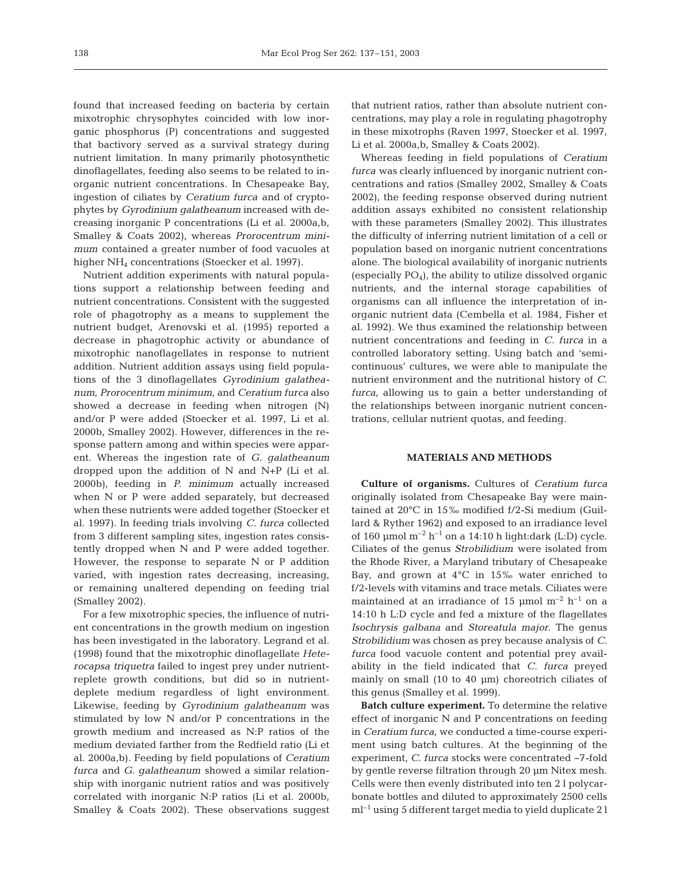found that increased feeding on bacteria by certain mixotrophic chrysophytes coincided with low inorganic phosphorus (P) concentrations and suggested that bactivory served as a survival strategy during nutrient limitation. In many primarily photosynthetic dinoflagellates, feeding also seems to be related to inorganic nutrient concentrations. In Chesapeake Bay, ingestion of ciliates by *Ceratium furca* and of cryptophytes by *Gyrodinium galatheanum* increased with decreasing inorganic P concentrations (Li et al. 2000a,b, Smalley & Coats 2002), whereas *Prorocentrum minimum* contained a greater number of food vacuoles at higher $NH_4$ concentrations (Stoecker et al. 1997).

Nutrient addition experiments with natural populations support a relationship between feeding and nutrient concentrations. Consistent with the suggested role of phagotrophy as a means to supplement the nutrient budget, Arenovski et al. (1995) reported a decrease in phagotrophic activity or abundance of mixotrophic nanoflagellates in response to nutrient addition. Nutrient addition assays using field populations of the 3 dinoflagellates *Gyrodinium galatheanum*, *Prorocentrum minimum*, and *Ceratium furca* also showed a decrease in feeding when nitrogen (N) and/or P were added (Stoecker et al. 1997, Li et al. 2000b, Smalley 2002). However, differences in the response pattern among and within species were apparent. Whereas the ingestion rate of *G. galatheanum* dropped upon the addition of N and N+P (Li et al. 2000b), feeding in *P. minimum* actually increased when N or P were added separately, but decreased when these nutrients were added together (Stoecker et al. 1997). In feeding trials involving *C. furca* collected from 3 different sampling sites, ingestion rates consistently dropped when N and P were added together. However, the response to separate N or P addition varied, with ingestion rates decreasing, increasing, or remaining unaltered depending on feeding trial (Smalley 2002).

For a few mixotrophic species, the influence of nutrient concentrations in the growth medium on ingestion has been investigated in the laboratory. Legrand et al. (1998) found that the mixotrophic dinoflagellate *Heterocapsa triquetra* failed to ingest prey under nutrient-replete growth conditions, but did so in nutrient-deplete medium regardless of light environment. Likewise, feeding by *Gyrodinium galatheanum* was stimulated by low N and/or P concentrations in the growth medium and increased as N:P ratios of the medium deviated farther from the Redfield ratio (Li et al. 2000a,b). Feeding by field populations of *Ceratium furca* and *G. galatheanum* showed a similar relationship with inorganic nutrient ratios and was positively correlated with inorganic N:P ratios (Li et al. 2000b, Smalley & Coats 2002). These observations suggest that nutrient ratios, rather than absolute nutrient concentrations, may play a role in regulating phagotrophy in these mixotrophs (Raven 1997, Stoecker et al. 1997, Li et al. 2000a,b, Smalley & Coats 2002).

Whereas feeding in field populations of *Ceratium furca* was clearly influenced by inorganic nutrient concentrations and ratios (Smalley 2002, Smalley & Coats 2002), the feeding response observed during nutrient addition assays exhibited no consistent relationship with these parameters (Smalley 2002). This illustrates the difficulty of inferring nutrient limitation of a cell or population based on inorganic nutrient concentrations alone. The biological availability of inorganic nutrients (especially $PO_4$), the ability to utilize dissolved organic nutrients, and the internal storage capabilities of organisms can all influence the interpretation of inorganic nutrient data (Cembella et al. 1984, Fisher et al. 1992). We thus examined the relationship between nutrient concentrations and feeding in *C. furca* in a controlled laboratory setting. Using batch and 'semi-continuous' cultures, we were able to manipulate the nutrient environment and the nutritional history of *C. furca*, allowing us to gain a better understanding of the relationships between inorganic nutrient concentrations, cellular nutrient quotas, and feeding.

## MATERIALS AND METHODS

**Culture of organisms.** Cultures of *Ceratium furca* originally isolated from Chesapeake Bay were maintained at 20°C in 15‰ modified f/2-Si medium (Guillard & Ryther 1962) and exposed to an irradiance level of 160 µmol $m^{-2}$ $h^{-1}$ on a 14:10 h light:dark (L:D) cycle. Ciliates of the genus *Strobilidium* were isolated from the Rhode River, a Maryland tributary of Chesapeake Bay, and grown at 4°C in 15‰ water enriched to f/2-levels with vitamins and trace metals. Ciliates were maintained at an irradiance of 15 µmol $m^{-2}$ $h^{-1}$ on a 14:10 h L:D cycle and fed a mixture of the flagellates *Isochrysis galbana* and *Storeatula major*. The genus *Strobilidium* was chosen as prey because analysis of *C. furca* food vacuole content and potential prey availability in the field indicated that *C. furca* preyed mainly on small (10 to 40 µm) choreotrich ciliates of this genus (Smalley et al. 1999).

**Batch culture experiment.** To determine the relative effect of inorganic N and P concentrations on feeding in *Ceratium furca*, we conducted a time-course experiment using batch cultures. At the beginning of the experiment, *C. furca* stocks were concentrated ~7-fold by gentle reverse filtration through 20 µm Nitex mesh. Cells were then evenly distributed into ten 2 l polycarbonate bottles and diluted to approximately 2500 cells $ml^{-1}$ using 5 different target media to yield duplicate 2 l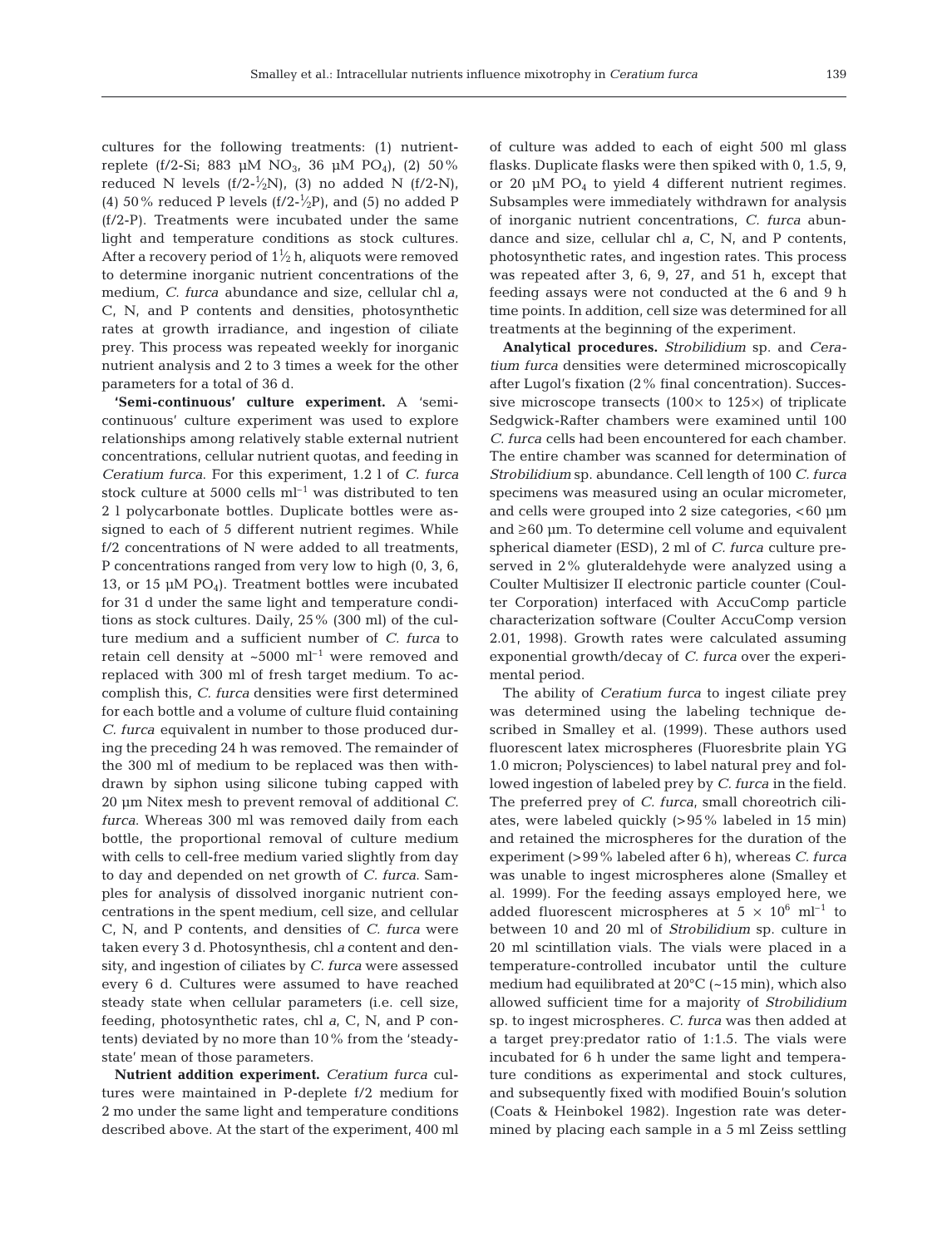cultures for the following treatments: (1) nutrient-replete (f/2-Si; 883 µM $NO_3$, 36 µM $PO_4$), (2) 50% reduced N levels (f/2-½N), (3) no added N (f/2-N), (4) 50% reduced P levels (f/2-½P), and (5) no added P (f/2-P). Treatments were incubated under the same light and temperature conditions as stock cultures. After a recovery period of 1½ h, aliquots were removed to determine inorganic nutrient concentrations of the medium, *C. furca* abundance and size, cellular chl *a*, C, N, and P contents and densities, photosynthetic rates at growth irradiance, and ingestion of ciliate prey. This process was repeated weekly for inorganic nutrient analysis and 2 to 3 times a week for the other parameters for a total of 36 d.

**'Semi-continuous' culture experiment.** A 'semi-continuous' culture experiment was used to explore relationships among relatively stable external nutrient concentrations, cellular nutrient quotas, and feeding in *Ceratium furca*. For this experiment, 1.2 l of *C. furca* stock culture at 5000 cells $ml^{-1}$ was distributed to ten 2 l polycarbonate bottles. Duplicate bottles were assigned to each of 5 different nutrient regimes. While f/2 concentrations of N were added to all treatments, P concentrations ranged from very low to high (0, 3, 6, 13, or 15 µM $PO_4$). Treatment bottles were incubated for 31 d under the same light and temperature conditions as stock cultures. Daily, 25% (300 ml) of the culture medium and a sufficient number of *C. furca* to retain cell density at ~5000 $ml^{-1}$ were removed and replaced with 300 ml of fresh target medium. To accomplish this, *C. furca* densities were first determined for each bottle and a volume of culture fluid containing *C. furca* equivalent in number to those produced during the preceding 24 h was removed. The remainder of the 300 ml of medium to be replaced was then withdrawn by siphon using silicone tubing capped with 20 µm Nitex mesh to prevent removal of additional *C. furca*. Whereas 300 ml was removed daily from each bottle, the proportional removal of culture medium with cells to cell-free medium varied slightly from day to day and depended on net growth of *C. furca*. Samples for analysis of dissolved inorganic nutrient concentrations in the spent medium, cell size, and cellular C, N, and P contents, and densities of *C. furca* were taken every 3 d. Photosynthesis, chl *a* content and density, and ingestion of ciliates by *C. furca* were assessed every 6 d. Cultures were assumed to have reached steady state when cellular parameters (i.e. cell size, feeding, photosynthetic rates, chl *a*, C, N, and P contents) deviated by no more than 10% from the 'steady-state' mean of those parameters.

**Nutrient addition experiment.** *Ceratium furca* cultures were maintained in P-deplete f/2 medium for 2 mo under the same light and temperature conditions described above. At the start of the experiment, 400 ml of culture was added to each of eight 500 ml glass flasks. Duplicate flasks were then spiked with 0, 1.5, 9, or 20 µM $PO_4$ to yield 4 different nutrient regimes. Subsamples were immediately withdrawn for analysis of inorganic nutrient concentrations, *C. furca* abundance and size, cellular chl *a*, C, N, and P contents, photosynthetic rates, and ingestion rates. This process was repeated after 3, 6, 9, 27, and 51 h, except that feeding assays were not conducted at the 6 and 9 h time points. In addition, cell size was determined for all treatments at the beginning of the experiment.

**Analytical procedures.** *Strobilidium* sp. and *Ceratium furca* densities were determined microscopically after Lugol's fixation (2% final concentration). Successive microscope transects (100× to 125×) of triplicate Sedgwick-Rafter chambers were examined until 100 *C. furca* cells had been encountered for each chamber. The entire chamber was scanned for determination of *Strobilidium* sp. abundance. Cell length of 100 *C. furca* specimens was measured using an ocular micrometer, and cells were grouped into 2 size categories, <60 µm and ≥60 µm. To determine cell volume and equivalent spherical diameter (ESD), 2 ml of *C. furca* culture preserved in 2% gluteraldehyde were analyzed using a Coulter Multisizer II electronic particle counter (Coulter Corporation) interfaced with AccuComp particle characterization software (Coulter AccuComp version 2.01, 1998). Growth rates were calculated assuming exponential growth/decay of *C. furca* over the experimental period.

The ability of *Ceratium furca* to ingest ciliate prey was determined using the labeling technique described in Smalley et al. (1999). These authors used fluorescent latex microspheres (Fluoresbrite plain YG 1.0 micron; Polysciences) to label natural prey and followed ingestion of labeled prey by *C. furca* in the field. The preferred prey of *C. furca*, small choreotrich ciliates, were labeled quickly (>95% labeled in 15 min) and retained the microspheres for the duration of the experiment (>99% labeled after 6 h), whereas *C. furca* was unable to ingest microspheres alone (Smalley et al. 1999). For the feeding assays employed here, we added fluorescent microspheres at $5 \times 10^6$ $ml^{-1}$ to between 10 and 20 ml of *Strobilidium* sp. culture in 20 ml scintillation vials. The vials were placed in a temperature-controlled incubator until the culture medium had equilibrated at 20°C (~15 min), which also allowed sufficient time for a majority of *Strobilidium* sp. to ingest microspheres. *C. furca* was then added at a target prey:predator ratio of 1:1.5. The vials were incubated for 6 h under the same light and temperature conditions as experimental and stock cultures, and subsequently fixed with modified Bouin's solution (Coats & Heinbokel 1982). Ingestion rate was determined by placing each sample in a 5 ml Zeiss settling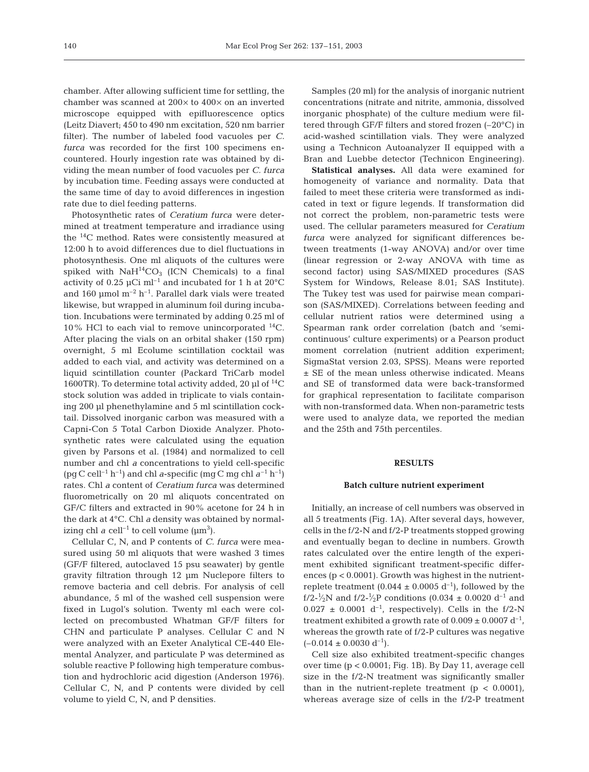chamber. After allowing sufficient time for settling, the chamber was scanned at 200× to 400× on an inverted microscope equipped with epifluorescence optics (Leitz Diavert; 450 to 490 nm excitation, 520 nm barrier filter). The number of labeled food vacuoles per *C. furca* was recorded for the first 100 specimens encountered. Hourly ingestion rate was obtained by dividing the mean number of food vacuoles per *C. furca* by incubation time. Feeding assays were conducted at the same time of day to avoid differences in ingestion rate due to diel feeding patterns.

Photosynthetic rates of *Ceratium furca* were determined at treatment temperature and irradiance using the $^{14}C$ method. Rates were consistently measured at 12:00 h to avoid differences due to diel fluctuations in photosynthesis. One ml aliquots of the cultures were spiked with $NaH^{14}CO_3$ (ICN Chemicals) to a final activity of 0.25 µCi $ml^{-1}$ and incubated for 1 h at 20°C and 160 µmol $m^{-2}$ $h^{-1}$. Parallel dark vials were treated likewise, but wrapped in aluminum foil during incubation. Incubations were terminated by adding 0.25 ml of 10% HCl to each vial to remove unincorporated $^{14}C$. After placing the vials on an orbital shaker (150 rpm) overnight, 5 ml Ecolume scintillation cocktail was added to each vial, and activity was determined on a liquid scintillation counter (Packard TriCarb model 1600TR). To determine total activity added, 20 µl of $^{14}C$ stock solution was added in triplicate to vials containing 200 µl phenethylamine and 5 ml scintillation cocktail. Dissolved inorganic carbon was measured with a Capni-Con 5 Total Carbon Dioxide Analyzer. Photosynthetic rates were calculated using the equation given by Parsons et al. (1984) and normalized to cell number and chl *a* concentrations to yield cell-specific (pg C $cell^{-1}$ $h^{-1}$) and chl *a*-specific (mg C mg chl $a^{-1}$ $h^{-1}$) rates. Chl *a* content of *Ceratium furca* was determined fluorometrically on 20 ml aliquots concentrated on GF/C filters and extracted in 90% acetone for 24 h in the dark at 4°C. Chl *a* density was obtained by normalizing chl *a* $cell^{-1}$ to cell volume ($\mu m^3$).

Cellular C, N, and P contents of *C. furca* were measured using 50 ml aliquots that were washed 3 times (GF/F filtered, autoclaved 15 psu seawater) by gentle gravity filtration through 12 µm Nuclepore filters to remove bacteria and cell debris. For analysis of cell abundance, 5 ml of the washed cell suspension were fixed in Lugol's solution. Twenty ml each were collected on precombusted Whatman GF/F filters for CHN and particulate P analyses. Cellular C and N were analyzed with an Exeter Analytical CE-440 Elemental Analyzer, and particulate P was determined as soluble reactive P following high temperature combustion and hydrochloric acid digestion (Anderson 1976). Cellular C, N, and P contents were divided by cell volume to yield C, N, and P densities.

Samples (20 ml) for the analysis of inorganic nutrient concentrations (nitrate and nitrite, ammonia, dissolved inorganic phosphate) of the culture medium were filtered through GF/F filters and stored frozen (–20°C) in acid-washed scintillation vials. They were analyzed using a Technicon Autoanalyzer II equipped with a Bran and Luebbe detector (Technicon Engineering).

**Statistical analyses.** All data were examined for homogeneity of variance and normality. Data that failed to meet these criteria were transformed as indicated in text or figure legends. If transformation did not correct the problem, non-parametric tests were used. The cellular parameters measured for *Ceratium furca* were analyzed for significant differences between treatments (1-way ANOVA) and/or over time (linear regression or 2-way ANOVA with time as second factor) using SAS/MIXED procedures (SAS System for Windows, Release 8.01; SAS Institute). The Tukey test was used for pairwise mean comparison (SAS/MIXED). Correlations between feeding and cellular nutrient ratios were determined using a Spearman rank order correlation (batch and 'semi-continuous' culture experiments) or a Pearson product moment correlation (nutrient addition experiment; SigmaStat version 2.03, SPSS). Means were reported ± SE of the mean unless otherwise indicated. Means and SE of transformed data were back-transformed for graphical representation to facilitate comparison with non-transformed data. When non-parametric tests were used to analyze data, we reported the median and the 25th and 75th percentiles.

## RESULTS

### Batch culture nutrient experiment

Initially, an increase of cell numbers was observed in all 5 treatments (Fig. 1A). After several days, however, cells in the f/2-N and f/2-P treatments stopped growing and eventually began to decline in numbers. Growth rates calculated over the entire length of the experiment exhibited significant treatment-specific differences ($p < 0.0001$). Growth was highest in the nutrient-replete treatment (0.044 ± 0.0005 $d^{-1}$), followed by the f/2-½N and f/2-½P conditions (0.034 ± 0.0020 $d^{-1}$ and 0.027 ± 0.0001 $d^{-1}$, respectively). Cells in the f/2-N treatment exhibited a growth rate of 0.009 ± 0.0007 $d^{-1}$, whereas the growth rate of f/2-P cultures was negative (–0.014 ± 0.0030 $d^{-1}$).

Cell size also exhibited treatment-specific changes over time ($p < 0.0001$; Fig. 1B). By Day 11, average cell size in the f/2-N treatment was significantly smaller than in the nutrient-replete treatment ($p < 0.0001$), whereas average size of cells in the f/2-P treatment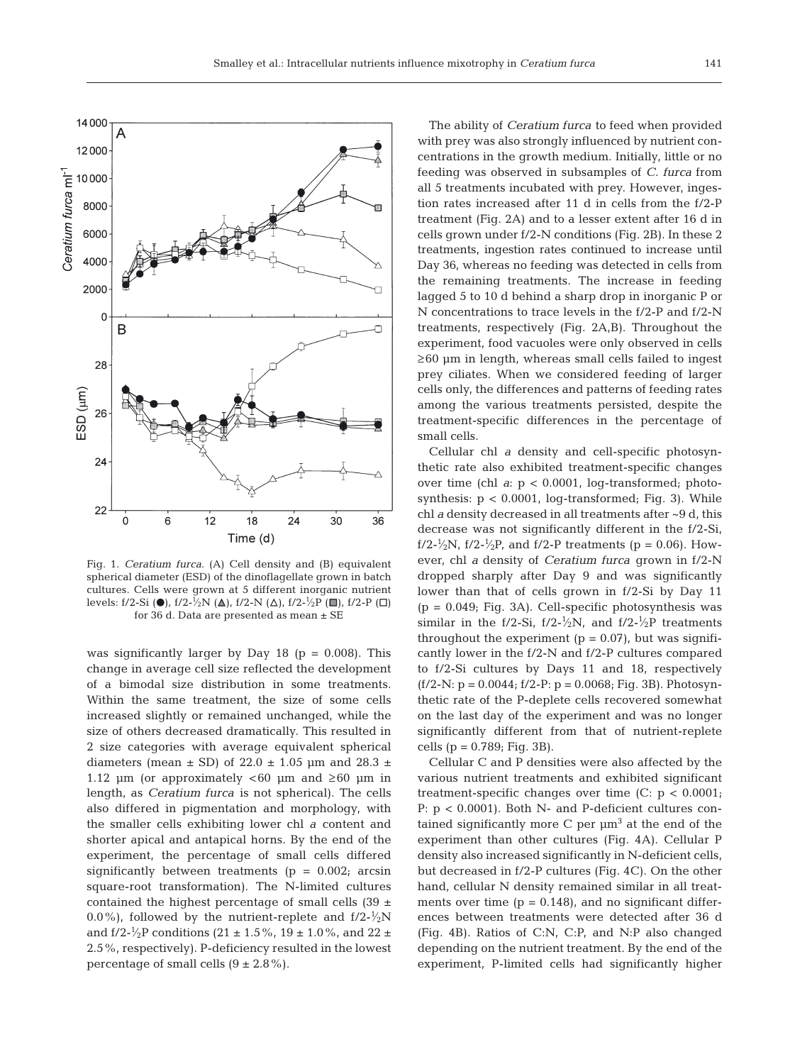Fig. 1. *Ceratium furca*. (A) Cell density and (B) equivalent spherical diameter (ESD) of the dinoflagellate grown in batch cultures. Cells were grown at 5 different inorganic nutrient levels: f/2-Si (●), f/2-½N (▲), f/2-N (△), f/2-½P (■), f/2-P (□) for 36 d. Data are presented as mean ± SE

was significantly larger by Day 18 ($p = 0.008$). This change in average cell size reflected the development of a bimodal size distribution in some treatments. Within the same treatment, the size of some cells increased slightly or remained unchanged, while the size of others decreased dramatically. This resulted in 2 size categories with average equivalent spherical diameters (mean ± SD) of 22.0 ± 1.05 µm and 28.3 ± 1.12 µm (or approximately <60 µm and ≥60 µm in length, as *Ceratium furca* is not spherical). The cells also differed in pigmentation and morphology, with the smaller cells exhibiting lower chl *a* content and shorter apical and antapical horns. By the end of the experiment, the percentage of small cells differed significantly between treatments ($p = 0.002$; arcsin square-root transformation). The N-limited cultures contained the highest percentage of small cells (39 ± 0.0%), followed by the nutrient-replete and f/2-½N and f/2-½P conditions (21 ± 1.5%, 19 ± 1.0%, and 22 ± 2.5%, respectively). P-deficiency resulted in the lowest percentage of small cells (9 ± 2.8%).

The ability of *Ceratium furca* to feed when provided with prey was also strongly influenced by nutrient concentrations in the growth medium. Initially, little or no feeding was observed in subsamples of *C. furca* from all 5 treatments incubated with prey. However, ingestion rates increased after 11 d in cells from the f/2-P treatment (Fig. 2A) and to a lesser extent after 16 d in cells grown under f/2-N conditions (Fig. 2B). In these 2 treatments, ingestion rates continued to increase until Day 36, whereas no feeding was detected in cells from the remaining treatments. The increase in feeding lagged 5 to 10 d behind a sharp drop in inorganic P or N concentrations to trace levels in the f/2-P and f/2-N treatments, respectively (Fig. 2A,B). Throughout the experiment, food vacuoles were only observed in cells ≥60 µm in length, whereas small cells failed to ingest prey ciliates. When we considered feeding of larger cells only, the differences and patterns of feeding rates among the various treatments persisted, despite the treatment-specific differences in the percentage of small cells.

Cellular chl *a* density and cell-specific photosynthetic rate also exhibited treatment-specific changes over time (chl *a*: $p < 0.0001$, log-transformed; photosynthesis: $p < 0.0001$, log-transformed; Fig. 3). While chl *a* density decreased in all treatments after ~9 d, this decrease was not significantly different in the f/2-Si, f/2-½N, f/2-½P, and f/2-P treatments ($p = 0.06$). However, chl *a* density of *Ceratium furca* grown in f/2-N dropped sharply after Day 9 and was significantly lower than that of cells grown in f/2-Si by Day 11 ($p = 0.049$; Fig. 3A). Cell-specific photosynthesis was similar in the f/2-Si, f/2-½N, and f/2-½P treatments throughout the experiment ($p = 0.07$), but was significantly lower in the f/2-N and f/2-P cultures compared to f/2-Si cultures by Days 11 and 18, respectively (f/2-N: $p = 0.0044$; f/2-P: $p = 0.0068$; Fig. 3B). Photosynthetic rate of the P-deplete cells recovered somewhat on the last day of the experiment and was no longer significantly different from that of nutrient-replete cells ($p = 0.789$; Fig. 3B).

Cellular C and P densities were also affected by the various nutrient treatments and exhibited significant treatment-specific changes over time (C: $p < 0.0001$; P: $p < 0.0001$). Both N- and P-deficient cultures contained significantly more C per µm$^3$ at the end of the experiment than other cultures (Fig. 4A). Cellular P density also increased significantly in N-deficient cells, but decreased in f/2-P cultures (Fig. 4C). On the other hand, cellular N density remained similar in all treatments over time ($p = 0.148$), and no significant differences between treatments were detected after 36 d (Fig. 4B). Ratios of C:N, C:P, and N:P also changed depending on the nutrient treatment. By the end of the experiment, P-limited cells had significantly higher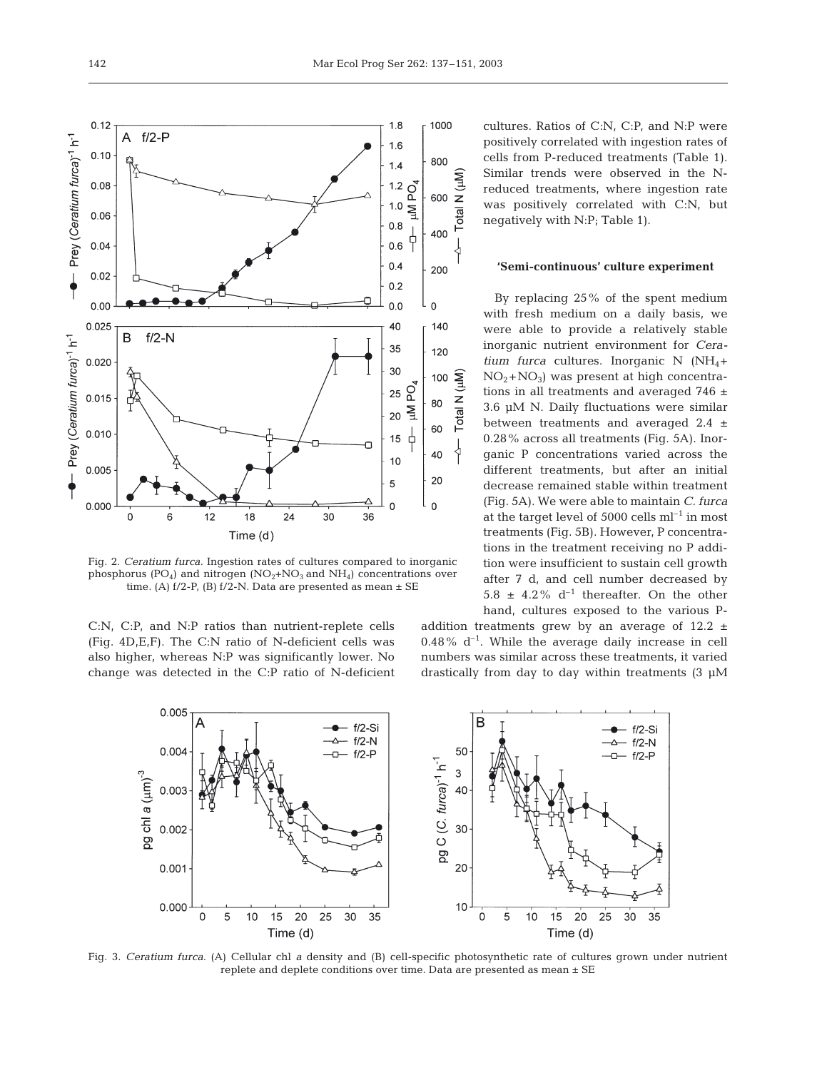Fig. 2. *Ceratium furca*. Ingestion rates of cultures compared to inorganic phosphorus ($PO_4$) and nitrogen ($NO_2$+$NO_3$ and $NH_4$) concentrations over time. (A) f/2-P, (B) f/2-N. Data are presented as mean ± SE

C:N, C:P, and N:P ratios than nutrient-replete cells (Fig. 4D,E,F). The C:N ratio of N-deficient cells was also higher, whereas N:P was significantly lower. No change was detected in the C:P ratio of N-deficient cultures. Ratios of C:N, C:P, and N:P were positively correlated with ingestion rates of cells from P-reduced treatments (Table 1). Similar trends were observed in the N-reduced treatments, where ingestion rate was positively correlated with C:N, but negatively with N:P; Table 1).

### 'Semi-continuous' culture experiment

By replacing 25% of the spent medium with fresh medium on a daily basis, we were able to provide a relatively stable inorganic nutrient environment for *Ceratium furca* cultures. Inorganic N ($NH_4$+ $NO_2$+$NO_3$) was present at high concentrations in all treatments and averaged 746 ± 3.6 µM N. Daily fluctuations were similar between treatments and averaged 2.4 ± 0.28% across all treatments (Fig. 5A). Inorganic P concentrations varied across the different treatments, but after an initial decrease remained stable within treatment (Fig. 5A). We were able to maintain *C. furca* at the target level of 5000 cells $ml^{-1}$ in most treatments (Fig. 5B). However, P concentrations in the treatment receiving no P addition were insufficient to sustain cell growth after 7 d, and cell number decreased by 5.8 ± 4.2% $d^{-1}$ thereafter. On the other hand, cultures exposed to the various P-addition treatments grew by an average of 12.2 ± 0.48% $d^{-1}$. While the average daily increase in cell numbers was similar across these treatments, it varied drastically from day to day within treatments (3 µM

Fig. 3. *Ceratium furca*. (A) Cellular chl *a* density and (B) cell-specific photosynthetic rate of cultures grown under nutrient replete and deplete conditions over time. Data are presented as mean ± SE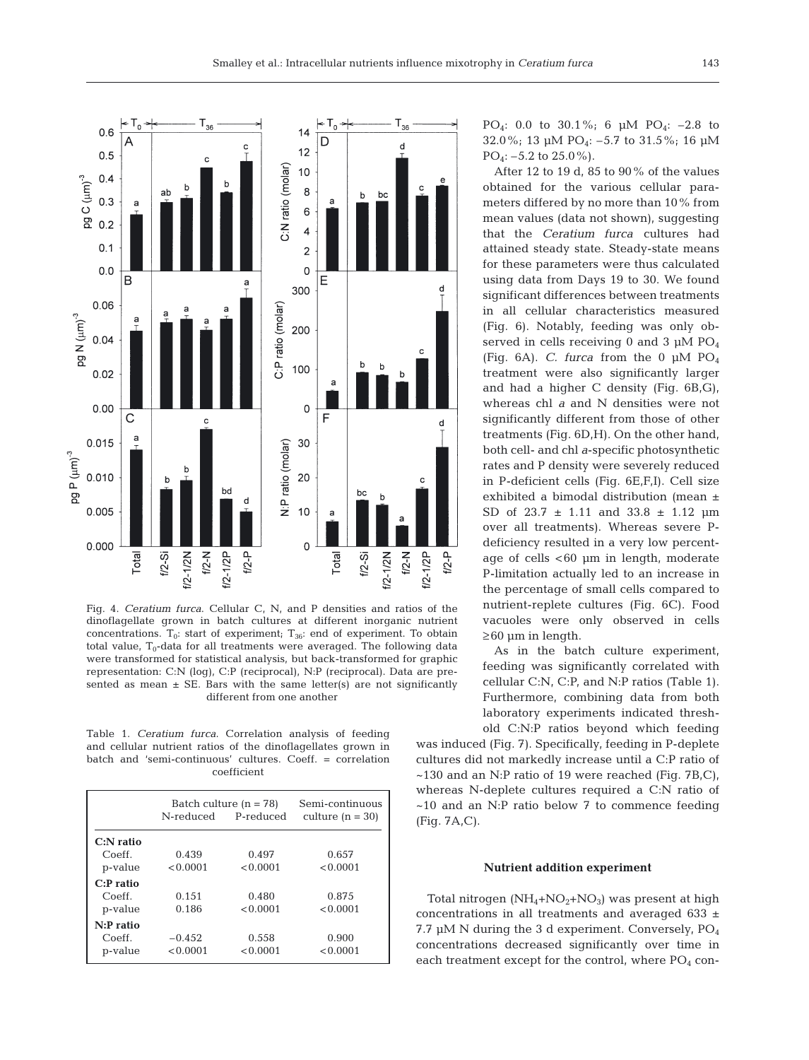PO$_4$: 0.0 to 30.1%; 6 µM PO$_4$: −2.8 to 32.0%; 13 µM PO$_4$: −5.7 to 31.5%; 16 µM PO$_4$: −5.2 to 25.0%).

After 12 to 19 d, 85 to 90% of the values obtained for the various cellular parameters differed by no more than 10% from mean values (data not shown), suggesting that the *Ceratium furca* cultures had attained steady state. Steady-state means for these parameters were thus calculated using data from Days 19 to 30. We found significant differences between treatments in all cellular characteristics measured (Fig. 6). Notably, feeding was only observed in cells receiving 0 and 3 µM PO$_4$ (Fig. 6A). *C. furca* from the 0 µM PO$_4$ treatment were also significantly larger and had a higher C density (Fig. 6B,G), whereas chl *a* and N densities were not significantly different from those of other treatments (Fig. 6D,H). On the other hand, both cell- and chl *a*-specific photosynthetic rates and P density were severely reduced in P-deficient cells (Fig. 6E,F,I). Cell size exhibited a bimodal distribution (mean ± SD of 23.7 ± 1.11 and 33.8 ± 1.12 µm over all treatments). Whereas severe P-deficiency resulted in a very low percentage of cells <60 µm in length, moderate P-limitation actually led to an increase in the percentage of small cells compared to nutrient-replete cultures (Fig. 6C). Food vacuoles were only observed in cells ≥60 µm in length.

As in the batch culture experiment, feeding was significantly correlated with cellular C:N, C:P, and N:P ratios (Table 1). Furthermore, combining data from both laboratory experiments indicated threshold C:N:P ratios beyond which feeding was induced (Fig. 7). Specifically, feeding in P-deplete cultures did not markedly increase until a C:P ratio of ~130 and an N:P ratio of 19 were reached (Fig. 7B,C), whereas N-deplete cultures required a C:N ratio of ~10 and an N:P ratio below 7 to commence feeding (Fig. 7A,C).

Fig. 4. *Ceratium furca.* Cellular C, N, and P densities and ratios of the dinoflagellate grown in batch cultures at different inorganic nutrient concentrations. T$_0$: start of experiment; T$_{36}$: end of experiment. To obtain total value, T$_0$-data for all treatments were averaged. The following data were transformed for statistical analysis, but back-transformed for graphic representation: C:N (log), C:P (reciprocal), N:P (reciprocal). Data are presented as mean ± SE. Bars with the same letter(s) are not significantly different from one another

Table 1. *Ceratium furca.* Correlation analysis of feeding and cellular nutrient ratios of the dinoflagellates grown in batch and 'semi-continuous' cultures. Coeff. = correlation coefficient

| | Batch culture (n = 78) | | Semi-continuous culture (n = 30) |
|---|---|---|---|
| | N-reduced | P-reduced | |
| **C:N ratio** | | | |
| Coeff. | 0.439 | 0.497 | 0.657 |
| p-value | <0.0001 | <0.0001 | <0.0001 |
| **C:P ratio** | | | |
| Coeff. | 0.151 | 0.480 | 0.875 |
| p-value | 0.186 | <0.0001 | <0.0001 |
| **N:P ratio** | | | |
| Coeff. | −0.452 | 0.558 | 0.900 |
| p-value | <0.0001 | <0.0001 | <0.0001 |

## Nutrient addition experiment

Total nitrogen (NH$_4$+NO$_2$+NO$_3$) was present at high concentrations in all treatments and averaged 633 ± 7.7 µM N during the 3 d experiment. Conversely, PO$_4$ concentrations decreased significantly over time in each treatment except for the control, where PO$_4$ con-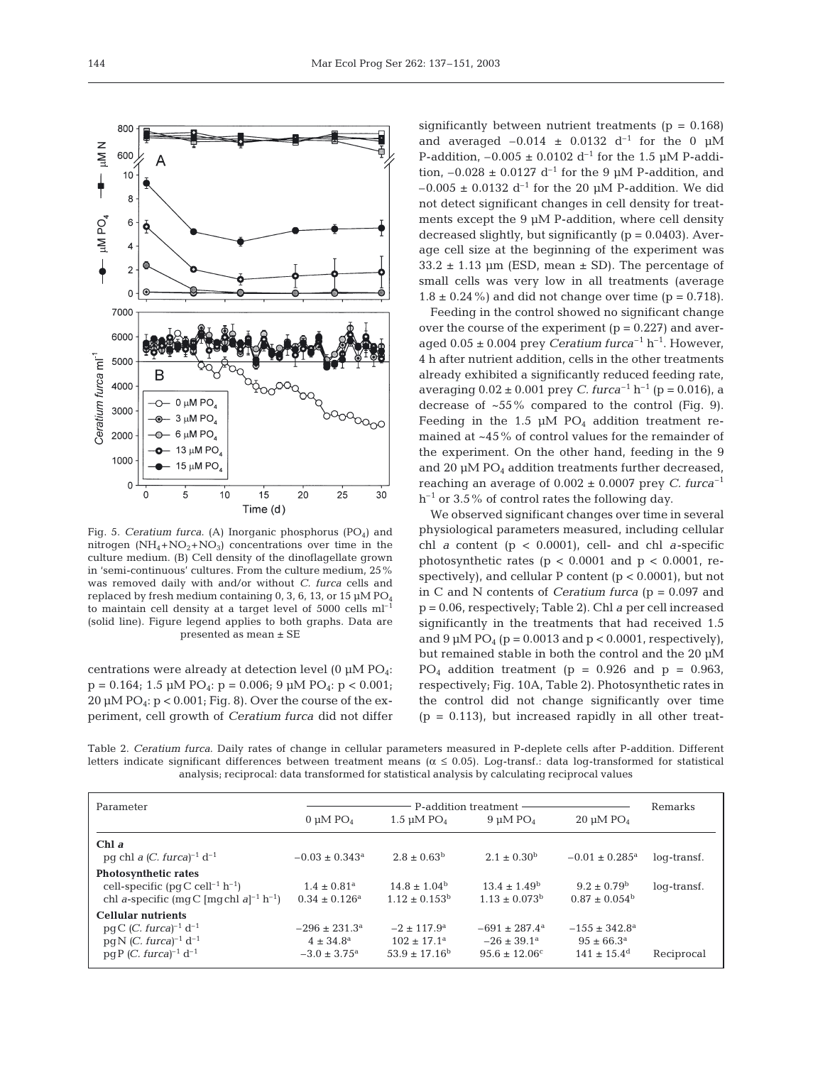Fig. 5. *Ceratium furca*. (A) Inorganic phosphorus ($PO_4$) and nitrogen ($NH_4$+$NO_2$+$NO_3$) concentrations over time in the culture medium. (B) Cell density of the dinoflagellate grown in 'semi-continuous' cultures. From the culture medium, 25% was removed daily with and/or without *C. furca* cells and replaced by fresh medium containing 0, 3, 6, 13, or 15 µM $PO_4$ to maintain cell density at a target level of 5000 cells $ml^{-1}$ (solid line). Figure legend applies to both graphs. Data are presented as mean ± SE

centrations were already at detection level (0 µM $PO_4$: $p = 0.164$; 1.5 µM $PO_4$: $p = 0.006$; 9 µM $PO_4$: $p < 0.001$; 20 µM $PO_4$: $p < 0.001$; Fig. 8). Over the course of the experiment, cell growth of *Ceratium furca* did not differ significantly between nutrient treatments ($p = 0.168$) and averaged $-0.014 \pm 0.0132$ $d^{-1}$ for the 0 µM P-addition, $-0.005 \pm 0.0102$ $d^{-1}$ for the 1.5 µM P-addition, $-0.028 \pm 0.0127$ $d^{-1}$ for the 9 µM P-addition, and $-0.005 \pm 0.0132$ $d^{-1}$ for the 20 µM P-addition. We did not detect significant changes in cell density for treatments except the 9 µM P-addition, where cell density decreased slightly, but significantly ($p = 0.0403$). Average cell size at the beginning of the experiment was $33.2 \pm 1.13$ µm (ESD, mean ± SD). The percentage of small cells was very low in all treatments (average $1.8 \pm 0.24$ %) and did not change over time ($p = 0.718$).

Feeding in the control showed no significant change over the course of the experiment ($p = 0.227$) and averaged $0.05 \pm 0.004$ prey *Ceratium furca*$^{-1}$ $h^{-1}$. However, 4 h after nutrient addition, cells in the other treatments already exhibited a significantly reduced feeding rate, averaging $0.02 \pm 0.001$ prey *C. furca*$^{-1}$ $h^{-1}$ ($p = 0.016$), a decrease of ~55% compared to the control (Fig. 9). Feeding in the 1.5 µM $PO_4$ addition treatment remained at ~45% of control values for the remainder of the experiment. On the other hand, feeding in the 9 and 20 µM $PO_4$ addition treatments further decreased, reaching an average of $0.002 \pm 0.0007$ prey *C. furca*$^{-1}$ $h^{-1}$ or 3.5% of control rates the following day.

We observed significant changes over time in several physiological parameters measured, including cellular chl *a* content ($p < 0.0001$), cell- and chl *a*-specific photosynthetic rates ($p < 0.0001$ and $p < 0.0001$, respectively), and cellular P content ($p < 0.0001$), but not in C and N contents of *Ceratium furca* ($p = 0.097$ and $p = 0.06$, respectively; Table 2). Chl *a* per cell increased significantly in the treatments that had received 1.5 and 9 µM $PO_4$ ($p = 0.0013$ and $p < 0.0001$, respectively), but remained stable in both the control and the 20 µM $PO_4$ addition treatment ($p = 0.926$ and $p = 0.963$, respectively; Fig. 10A, Table 2). Photosynthetic rates in the control did not change significantly over time ($p = 0.113$), but increased rapidly in all other treat-

Table 2. *Ceratium furca*. Daily rates of change in cellular parameters measured in P-deplete cells after P-addition. Different letters indicate significant differences between treatment means ($\alpha \leq 0.05$). Log-transf.: data log-transformed for statistical analysis; reciprocal: data transformed for statistical analysis by calculating reciprocal values

| Parameter | P-addition treatment | | | | Remarks |
|---|---|---|---|---|---|
| | 0 µM $PO_4$ | 1.5 µM $PO_4$ | 9 µM $PO_4$ | 20 µM $PO_4$ | |
| **Chl *a*** | | | | | |
| pg chl *a* (*C. furca*)$^{-1}$ $d^{-1}$ | $-0.03 \pm 0.343^a$ | $2.8 \pm 0.63^b$ | $2.1 \pm 0.30^b$ | $-0.01 \pm 0.285^a$ | log-transf. |
| **Photosynthetic rates** | | | | | |
| cell-specific (pg C cell$^{-1}$ $h^{-1}$) | $1.4 \pm 0.81^a$ | $14.8 \pm 1.04^b$ | $13.4 \pm 1.49^b$ | $9.2 \pm 0.79^b$ | log-transf. |
| chl *a*-specific (mg C [mg chl *a*]$^{-1}$ $h^{-1}$) | $0.34 \pm 0.126^a$ | $1.12 \pm 0.153^b$ | $1.13 \pm 0.073^b$ | $0.87 \pm 0.054^b$ | |
| **Cellular nutrients** | | | | | |
| pg C (*C. furca*)$^{-1}$ $d^{-1}$ | $-296 \pm 231.3^a$ | $-2 \pm 117.9^a$ | $-691 \pm 287.4^a$ | $-155 \pm 342.8^a$ | |
| pg N (*C. furca*)$^{-1}$ $d^{-1}$ | $4 \pm 34.8^a$ | $102 \pm 17.1^a$ | $-26 \pm 39.1^a$ | $95 \pm 66.3^a$ | |
| pg P (*C. furca*)$^{-1}$ $d^{-1}$ | $-3.0 \pm 3.75^a$ | $53.9 \pm 17.16^b$ | $95.6 \pm 12.06^c$ | $141 \pm 15.4^d$ | Reciprocal |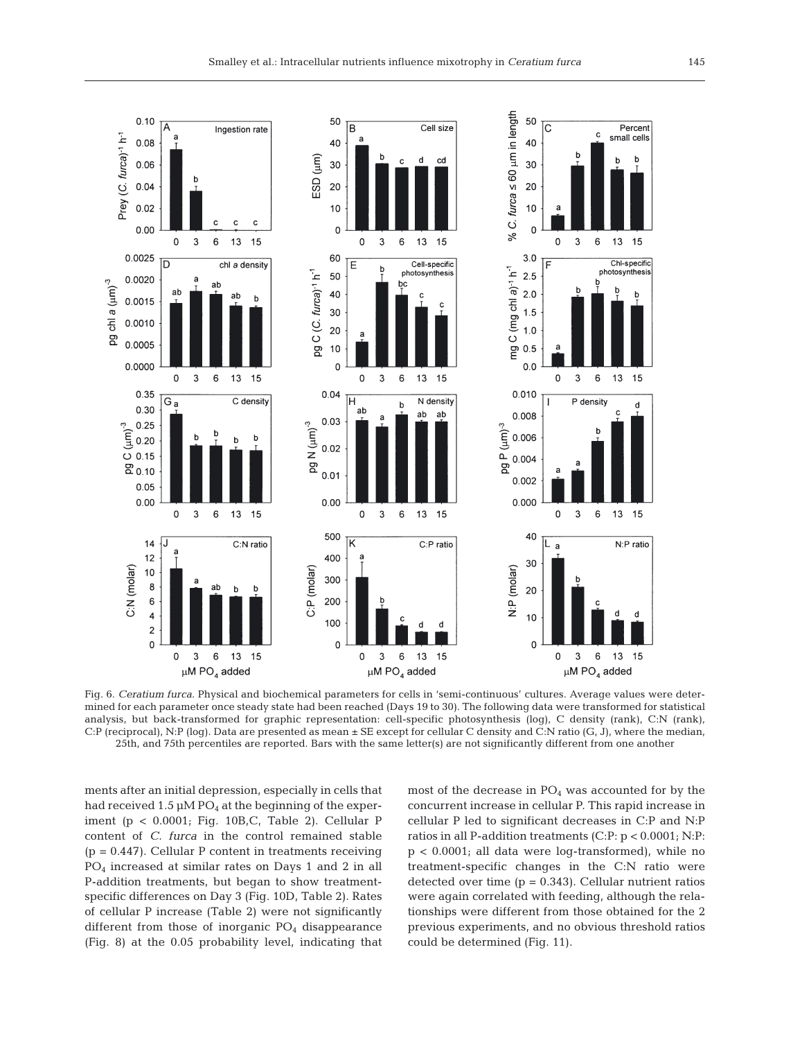Fig. 6. *Ceratium furca*. Physical and biochemical parameters for cells in 'semi-continuous' cultures. Average values were determined for each parameter once steady state had been reached (Days 19 to 30). The following data were transformed for statistical analysis, but back-transformed for graphic representation: cell-specific photosynthesis (log), C density (rank), C:N (rank), C:P (reciprocal), N:P (log). Data are presented as mean ± SE except for cellular C density and C:N ratio (G, J), where the median, 25th, and 75th percentiles are reported. Bars with the same letter(s) are not significantly different from one another

ments after an initial depression, especially in cells that had received 1.5 µM $PO_4$ at the beginning of the experiment ($p < 0.0001$; Fig. 10B,C, Table 2). Cellular P content of *C. furca* in the control remained stable ($p = 0.447$). Cellular P content in treatments receiving $PO_4$ increased at similar rates on Days 1 and 2 in all P-addition treatments, but began to show treatment-specific differences on Day 3 (Fig. 10D, Table 2). Rates of cellular P increase (Table 2) were not significantly different from those of inorganic $PO_4$ disappearance (Fig. 8) at the 0.05 probability level, indicating that most of the decrease in $PO_4$ was accounted for by the concurrent increase in cellular P. This rapid increase in cellular P led to significant decreases in C:P and N:P ratios in all P-addition treatments (C:P: $p < 0.0001$; N:P: $p < 0.0001$; all data were log-transformed), while no treatment-specific changes in the C:N ratio were detected over time ($p = 0.343$). Cellular nutrient ratios were again correlated with feeding, although the relationships were different from those obtained for the 2 previous experiments, and no obvious threshold ratios could be determined (Fig. 11).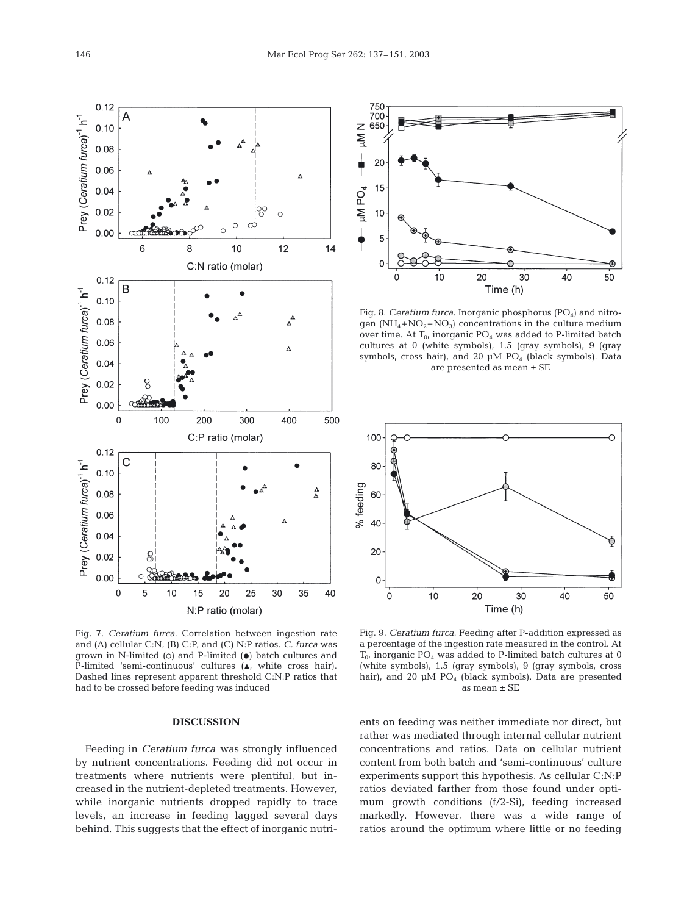Fig. 7. *Ceratium furca*. Correlation between ingestion rate and (A) cellular C:N, (B) C:P, and (C) N:P ratios. *C. furca* was grown in N-limited (○) and P-limited (●) batch cultures and P-limited 'semi-continuous' cultures (▲, white cross hair). Dashed lines represent apparent threshold C:N:P ratios that had to be crossed before feeding was induced

Fig. 8. *Ceratium furca*. Inorganic phosphorus ($PO_4$) and nitrogen ($NH_4$+$NO_2$+$NO_3$) concentrations in the culture medium over time. At $T_0$, inorganic $PO_4$ was added to P-limited batch cultures at 0 (white symbols), 1.5 (gray symbols), 9 (gray symbols, cross hair), and 20 µM $PO_4$ (black symbols). Data are presented as mean ± SE

Fig. 9. *Ceratium furca*. Feeding after P-addition expressed as a percentage of the ingestion rate measured in the control. At $T_0$, inorganic $PO_4$ was added to P-limited batch cultures at 0 (white symbols), 1.5 (gray symbols), 9 (gray symbols, cross hair), and 20 µM $PO_4$ (black symbols). Data are presented as mean ± SE

## DISCUSSION

Feeding in *Ceratium furca* was strongly influenced by nutrient concentrations. Feeding did not occur in treatments where nutrients were plentiful, but increased in the nutrient-depleted treatments. However, while inorganic nutrients dropped rapidly to trace levels, an increase in feeding lagged several days behind. This suggests that the effect of inorganic nutrients on feeding was neither immediate nor direct, but rather was mediated through internal cellular nutrient concentrations and ratios. Data on cellular nutrient content from both batch and 'semi-continuous' culture experiments support this hypothesis. As cellular C:N:P ratios deviated farther from those found under optimum growth conditions (f/2-Si), feeding increased markedly. However, there was a wide range of ratios around the optimum where little or no feeding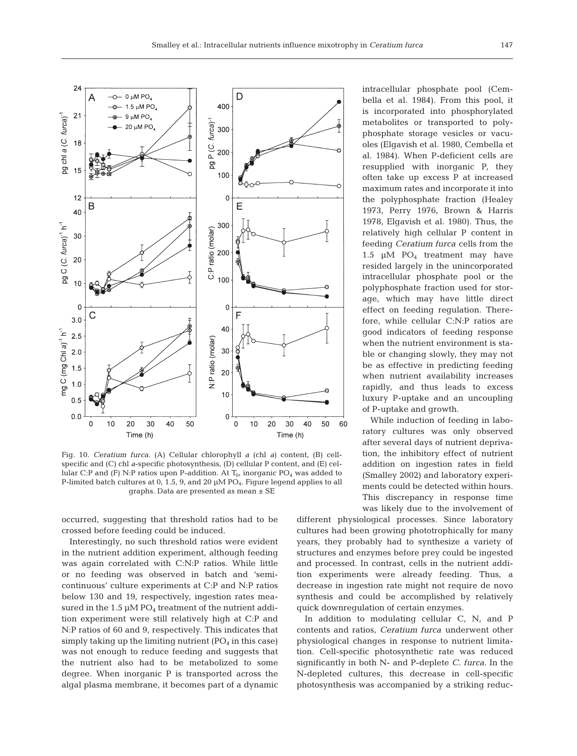Fig. 10. *Ceratium furca*. (A) Cellular chlorophyll *a* (chl *a*) content, (B) cell-specific and (C) chl *a*-specific photosynthesis, (D) cellular P content, and (E) cellular C:P and (F) N:P ratios upon P-addition. At $T_0$, inorganic $PO_4$ was added to P-limited batch cultures at 0, 1.5, 9, and 20 µM $PO_4$. Figure legend applies to all graphs. Data are presented as mean ± SE

occurred, suggesting that threshold ratios had to be crossed before feeding could be induced.

Interestingly, no such threshold ratios were evident in the nutrient addition experiment, although feeding was again correlated with C:N:P ratios. While little or no feeding was observed in batch and 'semi-continuous' culture experiments at C:P and N:P ratios below 130 and 19, respectively, ingestion rates measured in the 1.5 µM $PO_4$ treatment of the nutrient addition experiment were still relatively high at C:P and N:P ratios of 60 and 9, respectively. This indicates that simply taking up the limiting nutrient ($PO_4$ in this case) was not enough to reduce feeding and suggests that the nutrient also had to be metabolized to some degree. When inorganic P is transported across the algal plasma membrane, it becomes part of a dynamic intracellular phosphate pool (Cembella et al. 1984). From this pool, it is incorporated into phosphorylated metabolites or transported to polyphosphate storage vesicles or vacuoles (Elgavish et al. 1980, Cembella et al. 1984). When P-deficient cells are resupplied with inorganic P, they often take up excess P at increased maximum rates and incorporate it into the polyphosphate fraction (Healey 1973, Perry 1976, Brown & Harris 1978, Elgavish et al. 1980). Thus, the relatively high cellular P content in feeding *Ceratium furca* cells from the 1.5 µM $PO_4$ treatment may have resided largely in the unincorporated intracellular phosphate pool or the polyphosphate fraction used for storage, which may have little direct effect on feeding regulation. Therefore, while cellular C:N:P ratios are good indicators of feeding response when the nutrient environment is stable or changing slowly, they may not be as effective in predicting feeding when nutrient availability increases rapidly, and thus leads to excess luxury P-uptake and an uncoupling of P-uptake and growth.

While induction of feeding in laboratory cultures was only observed after several days of nutrient deprivation, the inhibitory effect of nutrient addition on ingestion rates in field (Smalley 2002) and laboratory experiments could be detected within hours. This discrepancy in response time was likely due to the involvement of different physiological processes. Since laboratory cultures had been growing phototrophically for many years, they probably had to synthesize a variety of structures and enzymes before prey could be ingested and processed. In contrast, cells in the nutrient addition experiments were already feeding. Thus, a decrease in ingestion rate might not require de novo synthesis and could be accomplished by relatively quick downregulation of certain enzymes.

In addition to modulating cellular C, N, and P contents and ratios, *Ceratium furca* underwent other physiological changes in response to nutrient limitation. Cell-specific photosynthetic rate was reduced significantly in both N- and P-deplete *C. furca*. In the N-depleted cultures, this decrease in cell-specific photosynthesis was accompanied by a striking reduc-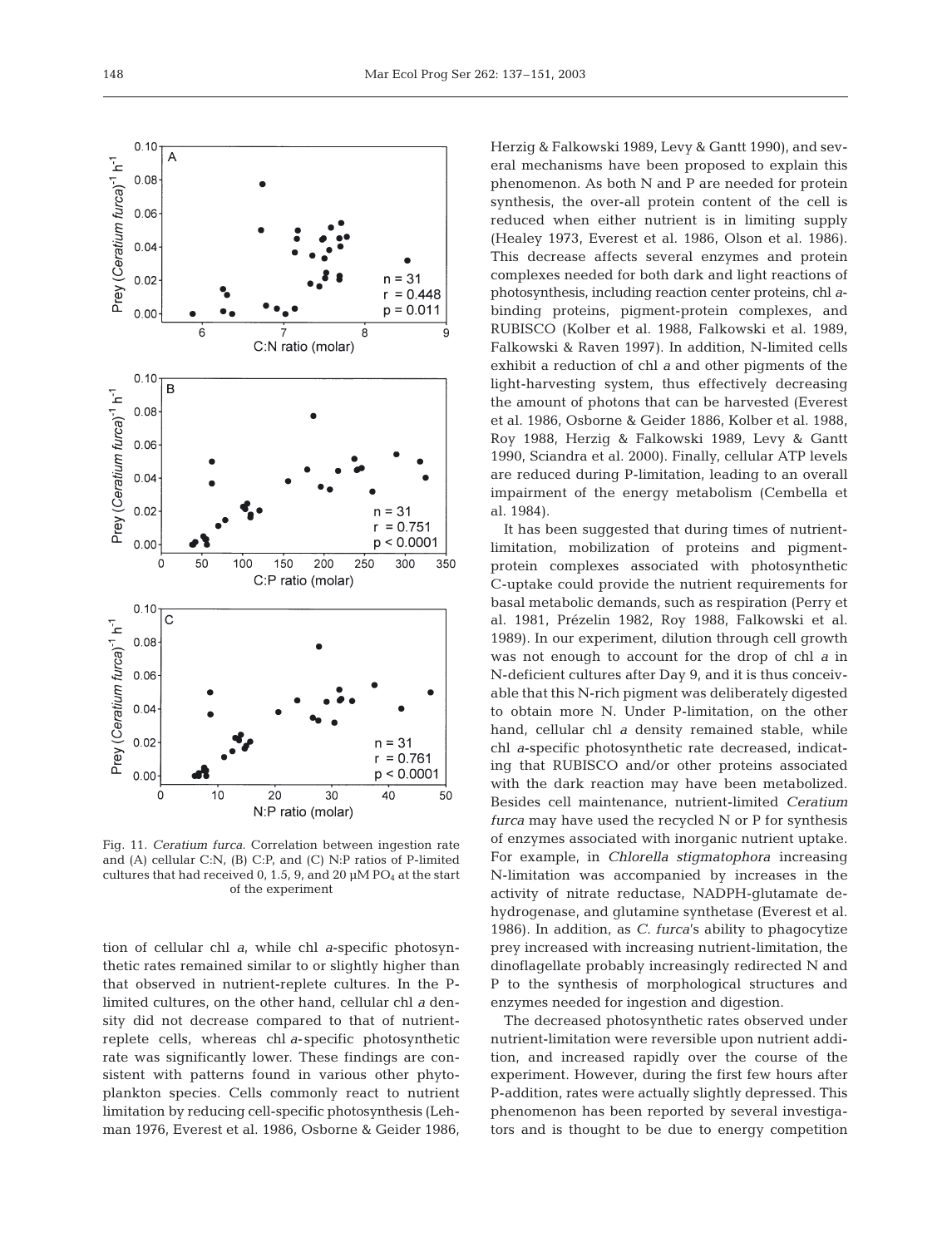Fig. 11. *Ceratium furca.* Correlation between ingestion rate and (A) cellular C:N, (B) C:P, and (C) N:P ratios of P-limited cultures that had received 0, 1.5, 9, and 20 µM $PO_4$ at the start of the experiment

tion of cellular chl *a*, while chl *a*-specific photosynthetic rates remained similar to or slightly higher than that observed in nutrient-replete cultures. In the P-limited cultures, on the other hand, cellular chl *a* density did not decrease compared to that of nutrient-replete cells, whereas chl *a*-specific photosynthetic rate was significantly lower. These findings are consistent with patterns found in various other phytoplankton species. Cells commonly react to nutrient limitation by reducing cell-specific photosynthesis (Lehman 1976, Everest et al. 1986, Osborne & Geider 1986, Herzig & Falkowski 1989, Levy & Gantt 1990), and several mechanisms have been proposed to explain this phenomenon. As both N and P are needed for protein synthesis, the over-all protein content of the cell is reduced when either nutrient is in limiting supply (Healey 1973, Everest et al. 1986, Olson et al. 1986). This decrease affects several enzymes and protein complexes needed for both dark and light reactions of photosynthesis, including reaction center proteins, chl *a*-binding proteins, pigment-protein complexes, and RUBISCO (Kolber et al. 1988, Falkowski et al. 1989, Falkowski & Raven 1997). In addition, N-limited cells exhibit a reduction of chl *a* and other pigments of the light-harvesting system, thus effectively decreasing the amount of photons that can be harvested (Everest et al. 1986, Osborne & Geider 1886, Kolber et al. 1988, Roy 1988, Herzig & Falkowski 1989, Levy & Gantt 1990, Sciandra et al. 2000). Finally, cellular ATP levels are reduced during P-limitation, leading to an overall impairment of the energy metabolism (Cembella et al. 1984).

It has been suggested that during times of nutrient-limitation, mobilization of proteins and pigment-protein complexes associated with photosynthetic C-uptake could provide the nutrient requirements for basal metabolic demands, such as respiration (Perry et al. 1981, Prézelin 1982, Roy 1988, Falkowski et al. 1989). In our experiment, dilution through cell growth was not enough to account for the drop of chl *a* in N-deficient cultures after Day 9, and it is thus conceivable that this N-rich pigment was deliberately digested to obtain more N. Under P-limitation, on the other hand, cellular chl *a* density remained stable, while chl *a*-specific photosynthetic rate decreased, indicating that RUBISCO and/or other proteins associated with the dark reaction may have been metabolized. Besides cell maintenance, nutrient-limited *Ceratium furca* may have used the recycled N or P for synthesis of enzymes associated with inorganic nutrient uptake. For example, in *Chlorella stigmatophora* increasing N-limitation was accompanied by increases in the activity of nitrate reductase, NADPH-glutamate dehydrogenase, and glutamine synthetase (Everest et al. 1986). In addition, as *C. furca*'s ability to phagocytize prey increased with increasing nutrient-limitation, the dinoflagellate probably increasingly redirected N and P to the synthesis of morphological structures and enzymes needed for ingestion and digestion.

The decreased photosynthetic rates observed under nutrient-limitation were reversible upon nutrient addition, and increased rapidly over the course of the experiment. However, during the first few hours after P-addition, rates were actually slightly depressed. This phenomenon has been reported by several investigators and is thought to be due to energy competition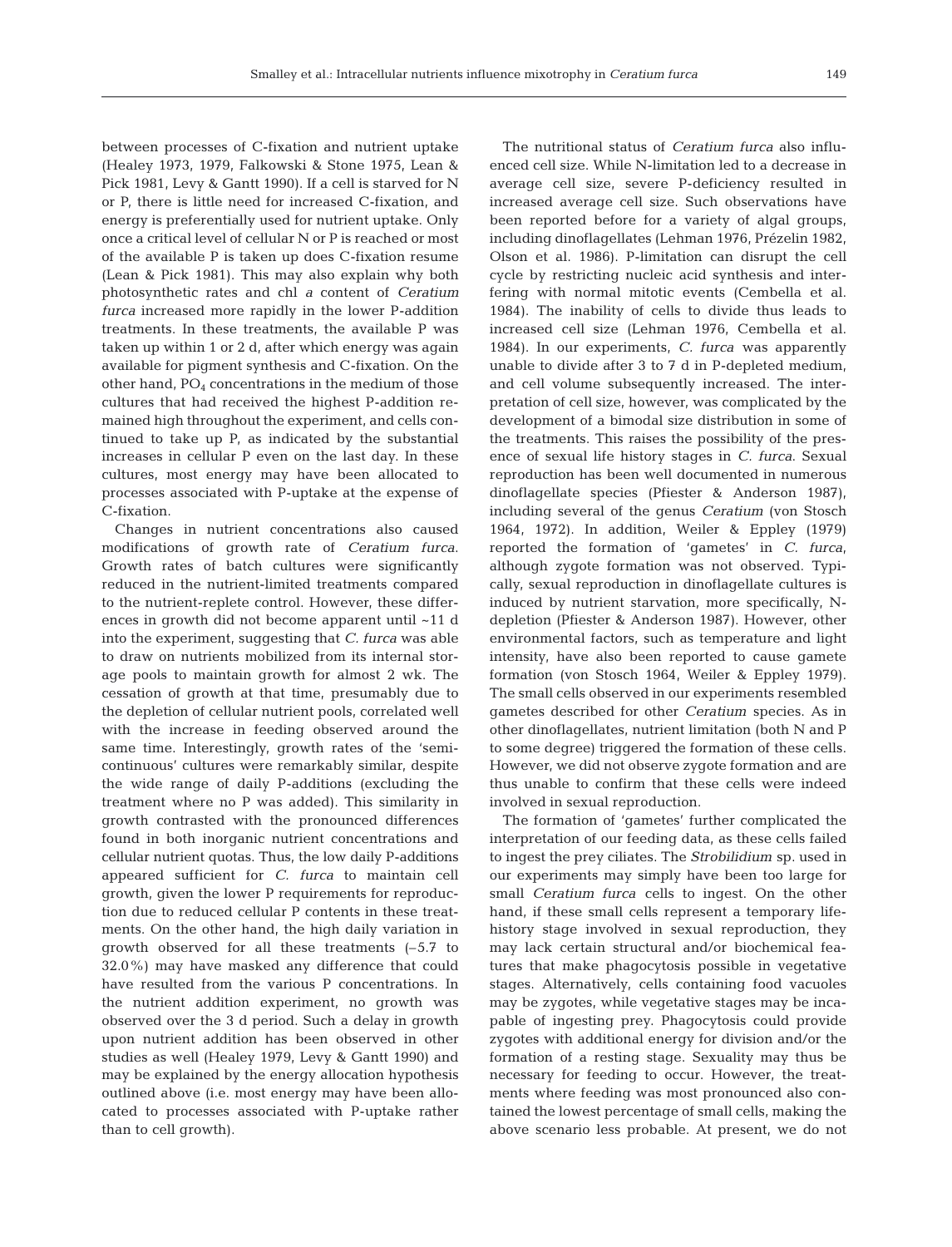between processes of C-fixation and nutrient uptake (Healey 1973, 1979, Falkowski & Stone 1975, Lean & Pick 1981, Levy & Gantt 1990). If a cell is starved for N or P, there is little need for increased C-fixation, and energy is preferentially used for nutrient uptake. Only once a critical level of cellular N or P is reached or most of the available P is taken up does C-fixation resume (Lean & Pick 1981). This may also explain why both photosynthetic rates and chl *a* content of *Ceratium furca* increased more rapidly in the lower P-addition treatments. In these treatments, the available P was taken up within 1 or 2 d, after which energy was again available for pigment synthesis and C-fixation. On the other hand, $PO_4$ concentrations in the medium of those cultures that had received the highest P-addition remained high throughout the experiment, and cells continued to take up P, as indicated by the substantial increases in cellular P even on the last day. In these cultures, most energy may have been allocated to processes associated with P-uptake at the expense of C-fixation.

Changes in nutrient concentrations also caused modifications of growth rate of *Ceratium furca*. Growth rates of batch cultures were significantly reduced in the nutrient-limited treatments compared to the nutrient-replete control. However, these differences in growth did not become apparent until ~11 d into the experiment, suggesting that *C. furca* was able to draw on nutrients mobilized from its internal storage pools to maintain growth for almost 2 wk. The cessation of growth at that time, presumably due to the depletion of cellular nutrient pools, correlated well with the increase in feeding observed around the same time. Interestingly, growth rates of the 'semi-continuous' cultures were remarkably similar, despite the wide range of daily P-additions (excluding the treatment where no P was added). This similarity in growth contrasted with the pronounced differences found in both inorganic nutrient concentrations and cellular nutrient quotas. Thus, the low daily P-additions appeared sufficient for *C. furca* to maintain cell growth, given the lower P requirements for reproduction due to reduced cellular P contents in these treatments. On the other hand, the high daily variation in growth observed for all these treatments (–5.7 to 32.0%) may have masked any difference that could have resulted from the various P concentrations. In the nutrient addition experiment, no growth was observed over the 3 d period. Such a delay in growth upon nutrient addition has been observed in other studies as well (Healey 1979, Levy & Gantt 1990) and may be explained by the energy allocation hypothesis outlined above (i.e. most energy may have been allocated to processes associated with P-uptake rather than to cell growth).

The nutritional status of *Ceratium furca* also influenced cell size. While N-limitation led to a decrease in average cell size, severe P-deficiency resulted in increased average cell size. Such observations have been reported before for a variety of algal groups, including dinoflagellates (Lehman 1976, Prézelin 1982, Olson et al. 1986). P-limitation can disrupt the cell cycle by restricting nucleic acid synthesis and interfering with normal mitotic events (Cembella et al. 1984). The inability of cells to divide thus leads to increased cell size (Lehman 1976, Cembella et al. 1984). In our experiments, *C. furca* was apparently unable to divide after 3 to 7 d in P-depleted medium, and cell volume subsequently increased. The interpretation of cell size, however, was complicated by the development of a bimodal size distribution in some of the treatments. This raises the possibility of the presence of sexual life history stages in *C. furca*. Sexual reproduction has been well documented in numerous dinoflagellate species (Pfiester & Anderson 1987), including several of the genus *Ceratium* (von Stosch 1964, 1972). In addition, Weiler & Eppley (1979) reported the formation of 'gametes' in *C. furca*, although zygote formation was not observed. Typically, sexual reproduction in dinoflagellate cultures is induced by nutrient starvation, more specifically, N-depletion (Pfiester & Anderson 1987). However, other environmental factors, such as temperature and light intensity, have also been reported to cause gamete formation (von Stosch 1964, Weiler & Eppley 1979). The small cells observed in our experiments resembled gametes described for other *Ceratium* species. As in other dinoflagellates, nutrient limitation (both N and P to some degree) triggered the formation of these cells. However, we did not observe zygote formation and are thus unable to confirm that these cells were indeed involved in sexual reproduction.

The formation of 'gametes' further complicated the interpretation of our feeding data, as these cells failed to ingest the prey ciliates. The *Strobilidium* sp. used in our experiments may simply have been too large for small *Ceratium furca* cells to ingest. On the other hand, if these small cells represent a temporary life-history stage involved in sexual reproduction, they may lack certain structural and/or biochemical features that make phagocytosis possible in vegetative stages. Alternatively, cells containing food vacuoles may be zygotes, while vegetative stages may be incapable of ingesting prey. Phagocytosis could provide zygotes with additional energy for division and/or the formation of a resting stage. Sexuality may thus be necessary for feeding to occur. However, the treatments where feeding was most pronounced also contained the lowest percentage of small cells, making the above scenario less probable. At present, we do not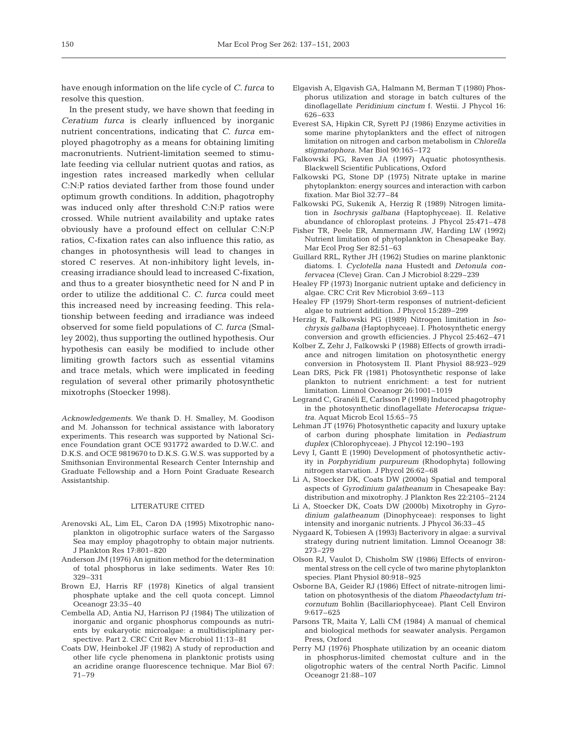have enough information on the life cycle of *C. furca* to resolve this question.

In the present study, we have shown that feeding in *Ceratium furca* is clearly influenced by inorganic nutrient concentrations, indicating that *C. furca* employed phagotrophy as a means for obtaining limiting macronutrients. Nutrient-limitation seemed to stimulate feeding via cellular nutrient quotas and ratios, as ingestion rates increased markedly when cellular C:N:P ratios deviated farther from those found under optimum growth conditions. In addition, phagotrophy was induced only after threshold C:N:P ratios were crossed. While nutrient availability and uptake rates obviously have a profound effect on cellular C:N:P ratios, C-fixation rates can also influence this ratio, as changes in photosynthesis will lead to changes in stored C reserves. At non-inhibitory light levels, increasing irradiance should lead to increased C-fixation, and thus to a greater biosynthetic need for N and P in order to utilize the additional C. *C. furca* could meet this increased need by increasing feeding. This relationship between feeding and irradiance was indeed observed for some field populations of *C. furca* (Smalley 2002), thus supporting the outlined hypothesis. Our hypothesis can easily be modified to include other limiting growth factors such as essential vitamins and trace metals, which were implicated in feeding regulation of several other primarily photosynthetic mixotrophs (Stoecker 1998).

*Acknowledgements.* We thank D. H. Smalley, M. Goodison and M. Johansson for technical assistance with laboratory experiments. This research was supported by National Science Foundation grant OCE 931772 awarded to D.W.C. and D.K.S. and OCE 9819670 to D.K.S. G.W.S. was supported by a Smithsonian Environmental Research Center Internship and Graduate Fellowship and a Horn Point Graduate Research Assistantship.

## LITERATURE CITED

- Arenovski AL, Lim EL, Caron DA (1995) Mixotrophic nanoplankton in oligotrophic surface waters of the Sargasso Sea may employ phagotrophy to obtain major nutrients. J Plankton Res 17:801–820
- Anderson JM (1976) An ignition method for the determination of total phosphorus in lake sediments. Water Res 10: 329–331
- Brown EJ, Harris RF (1978) Kinetics of algal transient phosphate uptake and the cell quota concept. Limnol Oceanogr 23:35–40
- Cembella AD, Antia NJ, Harrison PJ (1984) The utilization of inorganic and organic phosphorus compounds as nutrients by eukaryotic microalgae: a multidisciplinary perspective. Part 2. CRC Crit Rev Microbiol 11:13–81
- Coats DW, Heinbokel JF (1982) A study of reproduction and other life cycle phenomena in planktonic protists using an acridine orange fluorescence technique. Mar Biol 67: 71–79
- Elgavish A, Elgavish GA, Halmann M, Berman T (1980) Phosphorus utilization and storage in batch cultures of the dinoflagellate *Peridinium cinctum* f. Westii. J Phycol 16: 626–633
- Everest SA, Hipkin CR, Syrett PJ (1986) Enzyme activities in some marine phytoplankters and the effect of nitrogen limitation on nitrogen and carbon metabolism in *Chlorella stigmatophora*. Mar Biol 90:165–172
- Falkowski PG, Raven JA (1997) Aquatic photosynthesis. Blackwell Scientific Publications, Oxford
- Falkowski PG, Stone DP (1975) Nitrate uptake in marine phytoplankton: energy sources and interaction with carbon fixation. Mar Biol 32:77–84
- Falkowski PG, Sukenik A, Herzig R (1989) Nitrogen limitation in *Isochrysis galbana* (Haptophyceae). II. Relative abundance of chloroplast proteins. J Phycol 25:471–478
- Fisher TR, Peele ER, Ammermann JW, Harding LW (1992) Nutrient limitation of phytoplankton in Chesapeake Bay. Mar Ecol Prog Ser 82:51–63
- Guillard RRL, Ryther JH (1962) Studies on marine planktonic diatoms. I. *Cyclotella nana* Hustedt and *Detonula confervacea* (Cleve) Gran. Can J Microbiol 8:229–239
- Healey FP (1973) Inorganic nutrient uptake and deficiency in algae. CRC Crit Rev Microbiol 3:69–113
- Healey FP (1979) Short-term responses of nutrient-deficient algae to nutrient addition. J Phycol 15:289–299
- Herzig R, Falkowski PG (1989) Nitrogen limitation in *Isochrysis galbana* (Haptophyceae). I. Photosynthetic energy conversion and growth efficiencies. J Phycol 25:462–471
- Kolber Z, Zehr J, Falkowski P (1988) Effects of growth irradiance and nitrogen limitation on photosynthetic energy conversion in Photosystem II. Plant Physiol 88:923–929
- Lean DRS, Pick FR (1981) Photosynthetic response of lake plankton to nutrient enrichment: a test for nutrient limitation. Limnol Oceanogr 26:1001–1019
- Legrand C, Granéli E, Carlsson P (1998) Induced phagotrophy in the photosynthetic dinoflagellate *Heterocapsa triquetra*. Aquat Microb Ecol 15:65–75
- Lehman JT (1976) Photosynthetic capacity and luxury uptake of carbon during phosphate limitation in *Pediastrum duplex* (Chlorophyceae). J Phycol 12:190–193
- Levy I, Gantt E (1990) Development of photosynthetic activity in *Porphyridium purpureum* (Rhodophyta) following nitrogen starvation. J Phycol 26:62–68
- Li A, Stoecker DK, Coats DW (2000a) Spatial and temporal aspects of *Gyrodinium galatheanum* in Chesapeake Bay: distribution and mixotrophy. J Plankton Res 22:2105–2124
- Li A, Stoecker DK, Coats DW (2000b) Mixotrophy in *Gyrodinium galatheanum* (Dinophyceae): responses to light intensity and inorganic nutrients. J Phycol 36:33–45
- Nygaard K, Tobiesen A (1993) Bacterivory in algae: a survival strategy during nutrient limitation. Limnol Oceanogr 38: 273–279
- Olson RJ, Vaulot D, Chisholm SW (1986) Effects of environmental stress on the cell cycle of two marine phytoplankton species. Plant Physiol 80:918–925
- Osborne BA, Geider RJ (1986) Effect of nitrate-nitrogen limitation on photosynthesis of the diatom *Phaeodactylum tricornutum* Bohlin (Bacillariophyceae). Plant Cell Environ 9:617–625
- Parsons TR, Maita Y, Lalli CM (1984) A manual of chemical and biological methods for seawater analysis. Pergamon Press, Oxford
- Perry MJ (1976) Phosphate utilization by an oceanic diatom in phosphorus-limited chemostat culture and in the oligotrophic waters of the central North Pacific. Limnol Oceanogr 21:88–107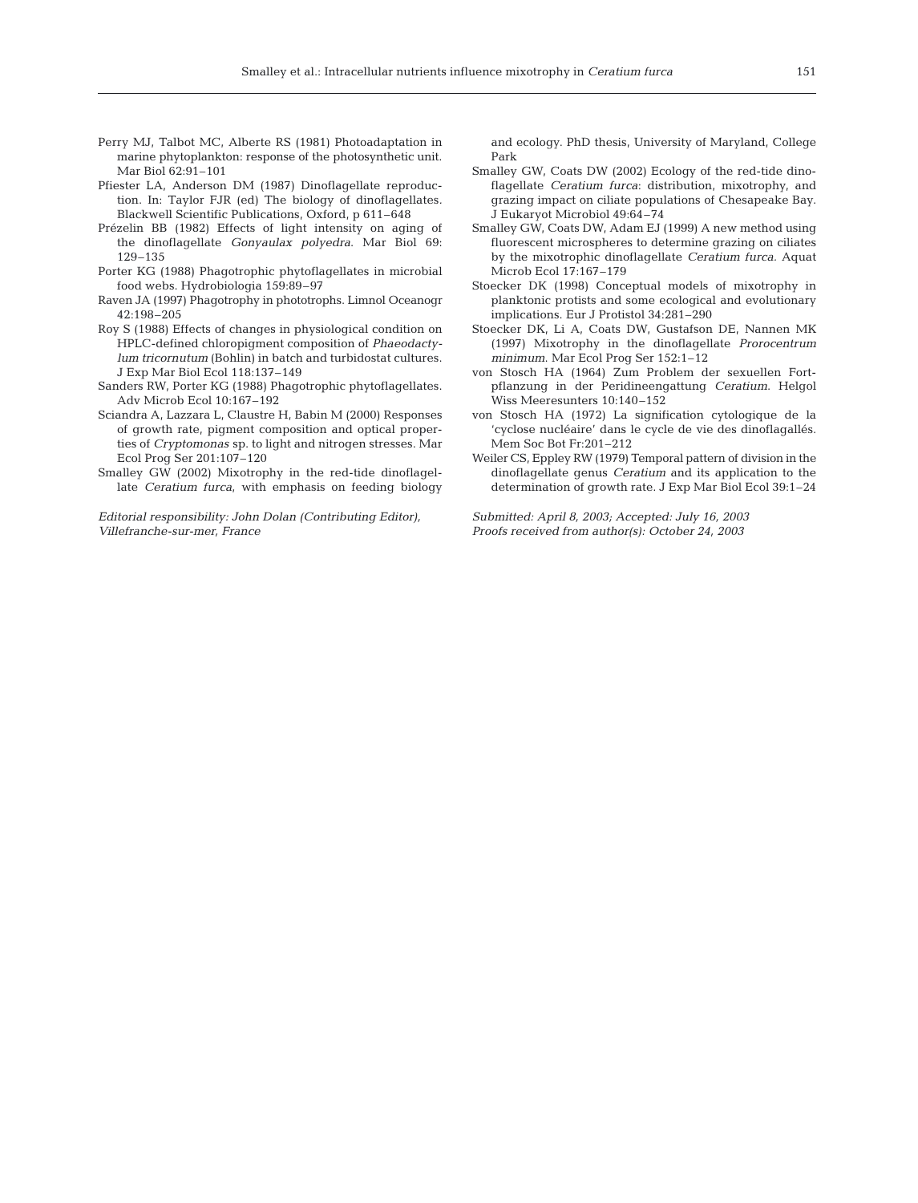Perry MJ, Talbot MC, Alberte RS (1981) Photoadaptation in marine phytoplankton: response of the photosynthetic unit. Mar Biol 62:91–101

Pfiester LA, Anderson DM (1987) Dinoflagellate reproduction. In: Taylor FJR (ed) The biology of dinoflagellates. Blackwell Scientific Publications, Oxford, p 611–648

Prézelin BB (1982) Effects of light intensity on aging of the dinoflagellate *Gonyaulax polyedra*. Mar Biol 69: 129–135

Porter KG (1988) Phagotrophic phytoflagellates in microbial food webs. Hydrobiologia 159:89–97

Raven JA (1997) Phagotrophy in phototrophs. Limnol Oceanogr 42:198–205

Roy S (1988) Effects of changes in physiological condition on HPLC-defined chloropigment composition of *Phaeodactylum tricornutum* (Bohlin) in batch and turbidostat cultures. J Exp Mar Biol Ecol 118:137–149

Sanders RW, Porter KG (1988) Phagotrophic phytoflagellates. Adv Microb Ecol 10:167–192

Sciandra A, Lazzara L, Claustre H, Babin M (2000) Responses of growth rate, pigment composition and optical properties of *Cryptomonas* sp. to light and nitrogen stresses. Mar Ecol Prog Ser 201:107–120

Smalley GW (2002) Mixotrophy in the red-tide dinoflagellate *Ceratium furca*, with emphasis on feeding biology and ecology. PhD thesis, University of Maryland, College Park

Smalley GW, Coats DW (2002) Ecology of the red-tide dinoflagellate *Ceratium furca*: distribution, mixotrophy, and grazing impact on ciliate populations of Chesapeake Bay. J Eukaryot Microbiol 49:64–74

Smalley GW, Coats DW, Adam EJ (1999) A new method using fluorescent microspheres to determine grazing on ciliates by the mixotrophic dinoflagellate *Ceratium furca.* Aquat Microb Ecol 17:167–179

Stoecker DK (1998) Conceptual models of mixotrophy in planktonic protists and some ecological and evolutionary implications. Eur J Protistol 34:281–290

Stoecker DK, Li A, Coats DW, Gustafson DE, Nannen MK (1997) Mixotrophy in the dinoflagellate *Prorocentrum minimum*. Mar Ecol Prog Ser 152:1–12

von Stosch HA (1964) Zum Problem der sexuellen Fortpflanzung in der Peridineengattung *Ceratium*. Helgol Wiss Meeresunters 10:140–152

von Stosch HA (1972) La signification cytologique de la 'cyclose nucléaire' dans le cycle de vie des dinoflagallés. Mem Soc Bot Fr:201–212

Weiler CS, Eppley RW (1979) Temporal pattern of division in the dinoflagellate genus *Ceratium* and its application to the determination of growth rate. J Exp Mar Biol Ecol 39:1–24

*Editorial responsibility: John Dolan (Contributing Editor), Villefranche-sur-mer, France*

*Submitted: April 8, 2003; Accepted: July 16, 2003*
*Proofs received from author(s): October 24, 2003*